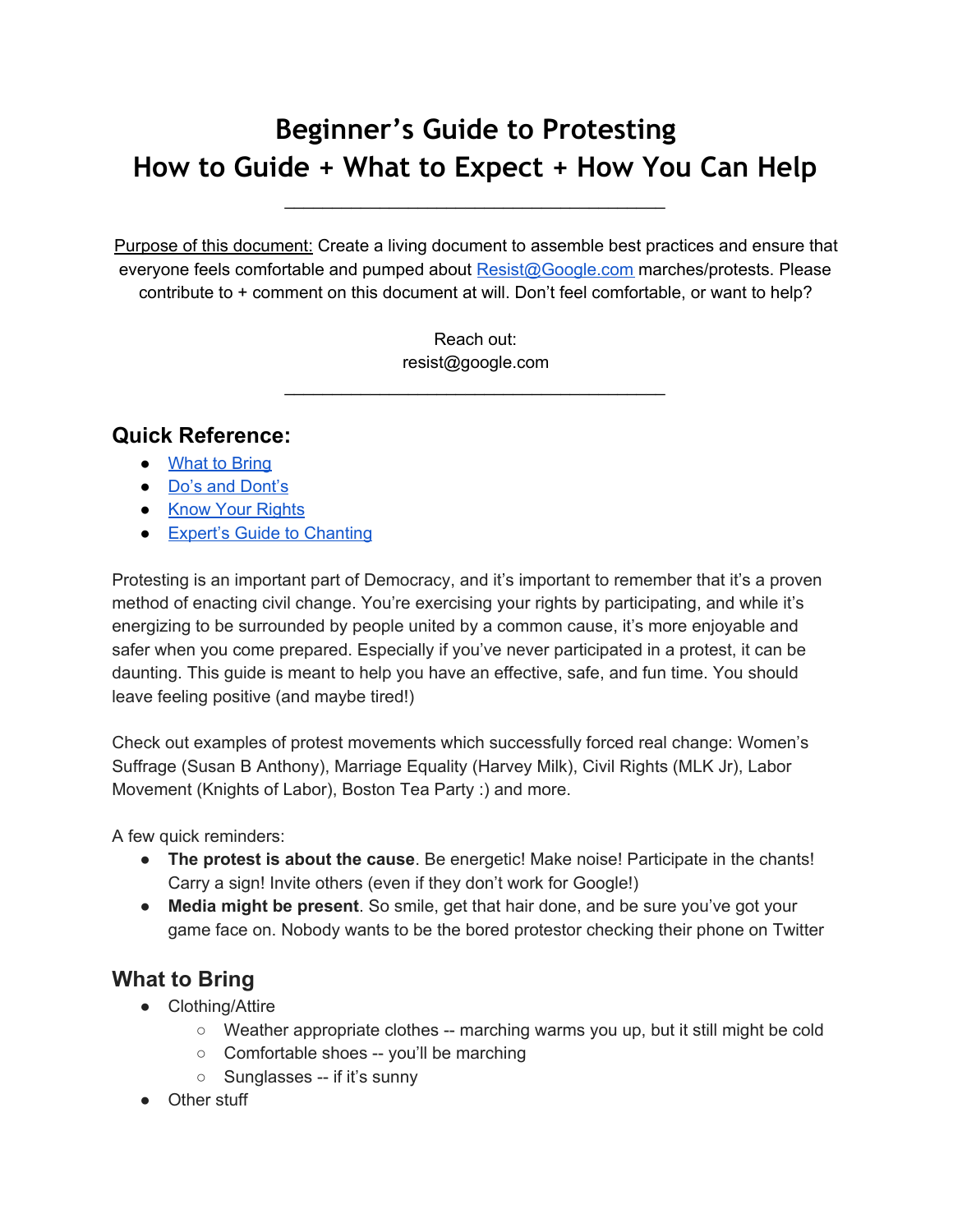# Beginner's Guide to Protesting
# How to Guide + What to Expect + How You Can Help

---

Purpose of this document: Create a living document to assemble best practices and ensure that everyone feels comfortable and pumped about Resist@Google.com marches/protests. Please contribute to + comment on this document at will. Don't feel comfortable, or want to help?

Reach out:
resist@google.com

---

## Quick Reference:

- What to Bring
- Do's and Dont's
- Know Your Rights
- Expert's Guide to Chanting

Protesting is an important part of Democracy, and it's important to remember that it's a proven method of enacting civil change. You're exercising your rights by participating, and while it's energizing to be surrounded by people united by a common cause, it's more enjoyable and safer when you come prepared. Especially if you've never participated in a protest, it can be daunting. This guide is meant to help you have an effective, safe, and fun time. You should leave feeling positive (and maybe tired!)

Check out examples of protest movements which successfully forced real change: Women's Suffrage (Susan B Anthony), Marriage Equality (Harvey Milk), Civil Rights (MLK Jr), Labor Movement (Knights of Labor), Boston Tea Party :) and more.

A few quick reminders:

- **The protest is about the cause**. Be energetic! Make noise! Participate in the chants! Carry a sign! Invite others (even if they don't work for Google!)
- **Media might be present**. So smile, get that hair done, and be sure you've got your game face on. Nobody wants to be the bored protestor checking their phone on Twitter

## What to Bring

- Clothing/Attire
  - Weather appropriate clothes -- marching warms you up, but it still might be cold
  - Comfortable shoes -- you'll be marching
  - Sunglasses -- if it's sunny
- Other stuff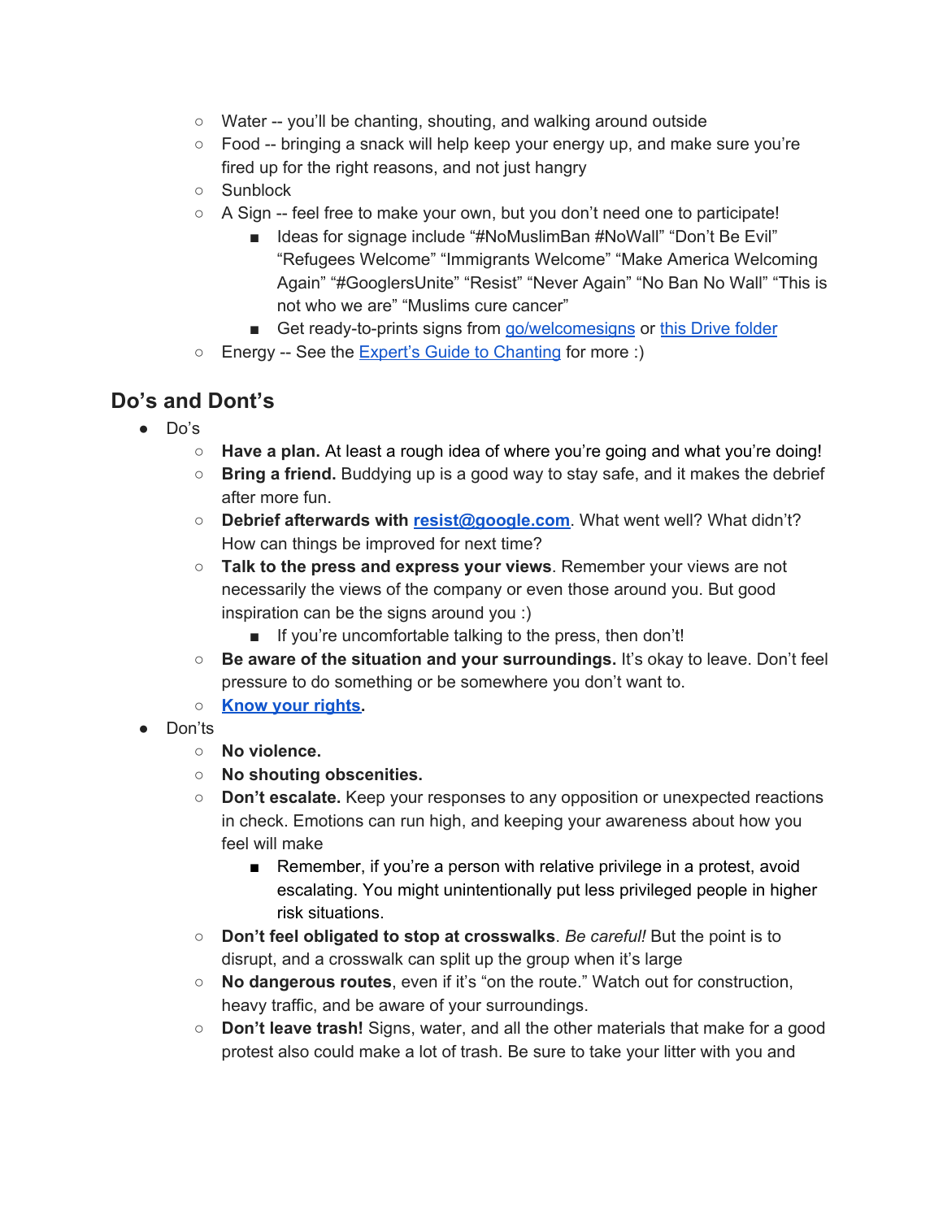- Water -- you'll be chanting, shouting, and walking around outside
  - Food -- bringing a snack will help keep your energy up, and make sure you're fired up for the right reasons, and not just hangry
  - Sunblock
  - A Sign -- feel free to make your own, but you don't need one to participate!
    - Ideas for signage include "#NoMuslimBan #NoWall" "Don't Be Evil" "Refugees Welcome" "Immigrants Welcome" "Make America Welcoming Again" "#GooglersUnite" "Resist" "Never Again" "No Ban No Wall" "This is not who we are" "Muslims cure cancer"
    - Get ready-to-prints signs from go/welcomesigns or this Drive folder
  - Energy -- See the Expert's Guide to Chanting for more :)

## Do's and Dont's

- Do's
  - **Have a plan.** At least a rough idea of where you're going and what you're doing!
  - **Bring a friend.** Buddying up is a good way to stay safe, and it makes the debrief after more fun.
  - **Debrief afterwards with resist@google.com**. What went well? What didn't? How can things be improved for next time?
  - **Talk to the press and express your views**. Remember your views are not necessarily the views of the company or even those around you. But good inspiration can be the signs around you :)
    - If you're uncomfortable talking to the press, then don't!
  - **Be aware of the situation and your surroundings.** It's okay to leave. Don't feel pressure to do something or be somewhere you don't want to.
  - **Know your rights.**
- Don'ts
  - **No violence.**
  - **No shouting obscenities.**
  - **Don't escalate.** Keep your responses to any opposition or unexpected reactions in check. Emotions can run high, and keeping your awareness about how you feel will make
    - Remember, if you're a person with relative privilege in a protest, avoid escalating. You might unintentionally put less privileged people in higher risk situations.
  - **Don't feel obligated to stop at crosswalks**. *Be careful!* But the point is to disrupt, and a crosswalk can split up the group when it's large
  - **No dangerous routes**, even if it's "on the route." Watch out for construction, heavy traffic, and be aware of your surroundings.
  - **Don't leave trash!** Signs, water, and all the other materials that make for a good protest also could make a lot of trash. Be sure to take your litter with you and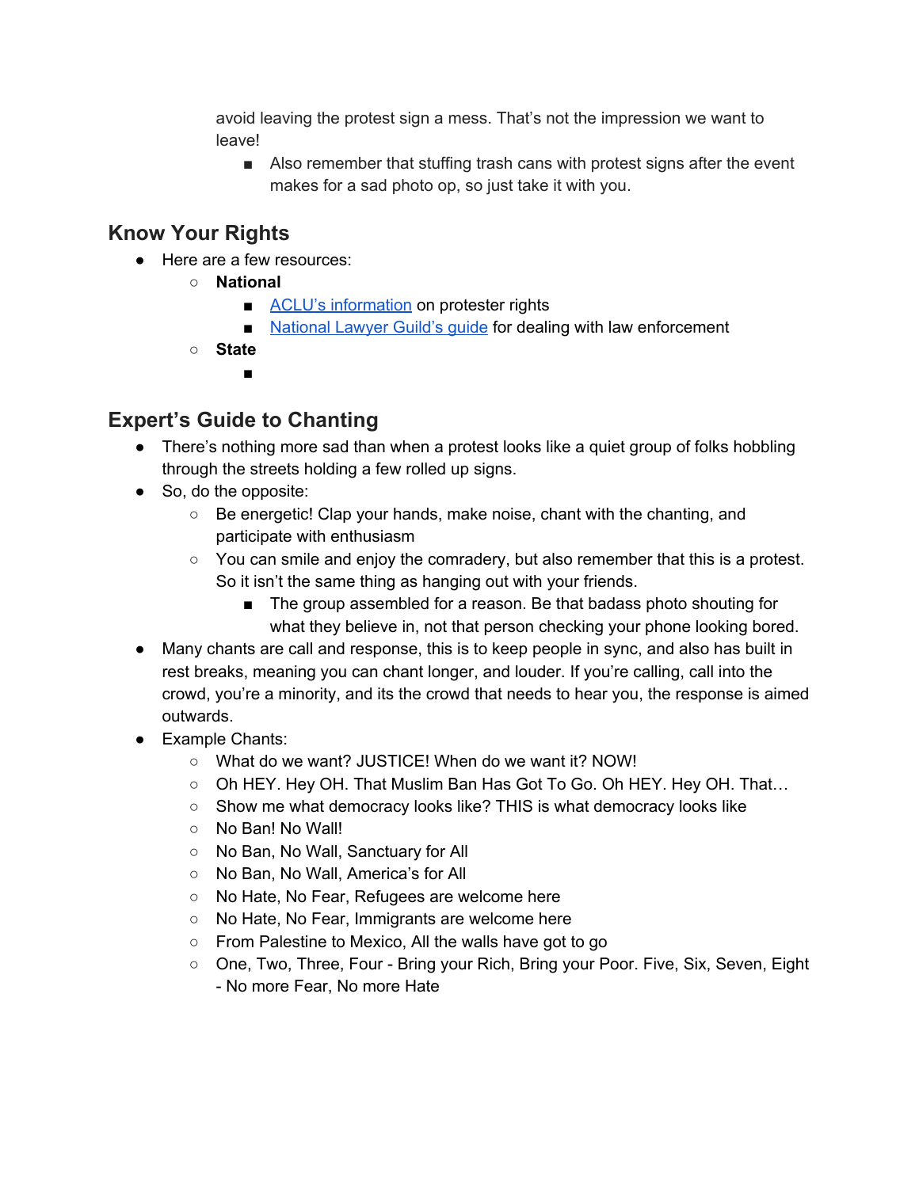avoid leaving the protest sign a mess. That's not the impression we want to leave!

- Also remember that stuffing trash cans with protest signs after the event makes for a sad photo op, so just take it with you.

## Know Your Rights

- Here are a few resources:
  - **National**
    - ACLU's information on protester rights
    - National Lawyer Guild's guide for dealing with law enforcement
  - **State**
    - 

## Expert's Guide to Chanting

- There's nothing more sad than when a protest looks like a quiet group of folks hobbling through the streets holding a few rolled up signs.
- So, do the opposite:
  - Be energetic! Clap your hands, make noise, chant with the chanting, and participate with enthusiasm
  - You can smile and enjoy the comradery, but also remember that this is a protest. So it isn't the same thing as hanging out with your friends.
    - The group assembled for a reason. Be that badass photo shouting for what they believe in, not that person checking your phone looking bored.
- Many chants are call and response, this is to keep people in sync, and also has built in rest breaks, meaning you can chant longer, and louder. If you're calling, call into the crowd, you're a minority, and its the crowd that needs to hear you, the response is aimed outwards.
- Example Chants:
  - What do we want? JUSTICE! When do we want it? NOW!
  - Oh HEY. Hey OH. That Muslim Ban Has Got To Go. Oh HEY. Hey OH. That…
  - Show me what democracy looks like? THIS is what democracy looks like
  - No Ban! No Wall!
  - No Ban, No Wall, Sanctuary for All
  - No Ban, No Wall, America's for All
  - No Hate, No Fear, Refugees are welcome here
  - No Hate, No Fear, Immigrants are welcome here
  - From Palestine to Mexico, All the walls have got to go
  - One, Two, Three, Four - Bring your Rich, Bring your Poor. Five, Six, Seven, Eight - No more Fear, No more Hate